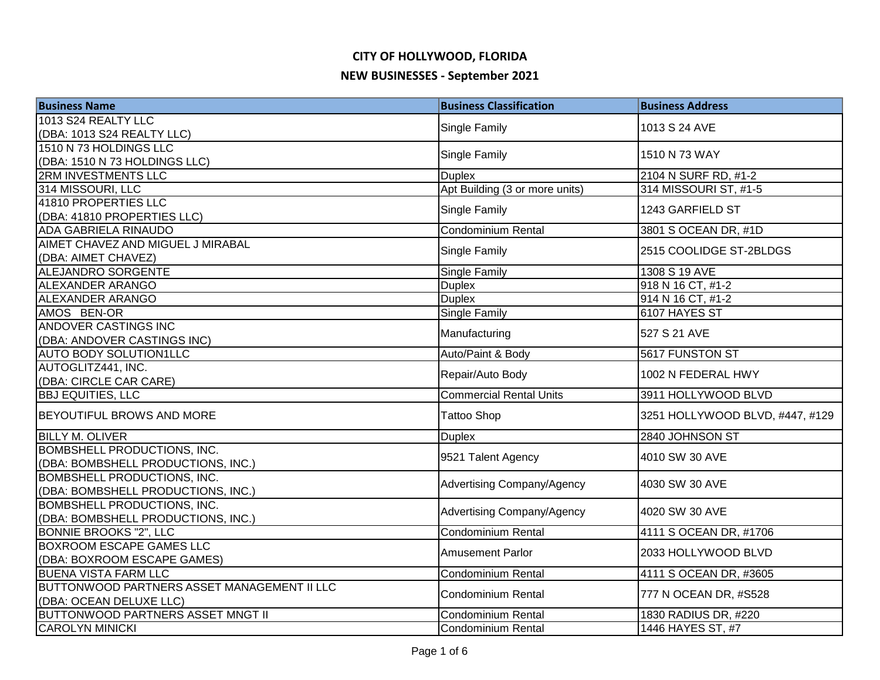# CITY OF HOLLYWOOD, FLORIDA

## NEW BUSINESSES - September 2021

| Business Name | Business Classification | Business Address |
|---|---|---|
| 1013 S24 REALTY LLC (DBA: 1013 S24 REALTY LLC) | Single Family | 1013 S 24 AVE |
| 1510 N 73 HOLDINGS LLC (DBA: 1510 N 73 HOLDINGS LLC) | Single Family | 1510 N 73 WAY |
| 2RM INVESTMENTS LLC | Duplex | 2104 N SURF RD, #1-2 |
| 314 MISSOURI, LLC | Apt Building (3 or more units) | 314 MISSOURI ST, #1-5 |
| 41810 PROPERTIES LLC (DBA: 41810 PROPERTIES LLC) | Single Family | 1243 GARFIELD ST |
| ADA GABRIELA RINAUDO | Condominium Rental | 3801 S OCEAN DR, #1D |
| AIMET CHAVEZ AND MIGUEL J MIRABAL (DBA: AIMET CHAVEZ) | Single Family | 2515 COOLIDGE ST-2BLDGS |
| ALEJANDRO SORGENTE | Single Family | 1308 S 19 AVE |
| ALEXANDER ARANGO | Duplex | 918 N 16 CT, #1-2 |
| ALEXANDER ARANGO | Duplex | 914 N 16 CT, #1-2 |
| AMOS BEN-OR | Single Family | 6107 HAYES ST |
| ANDOVER CASTINGS INC (DBA: ANDOVER CASTINGS INC) | Manufacturing | 527 S 21 AVE |
| AUTO BODY SOLUTION1LLC | Auto/Paint & Body | 5617 FUNSTON ST |
| AUTOGLITZ441, INC. (DBA: CIRCLE CAR CARE) | Repair/Auto Body | 1002 N FEDERAL HWY |
| BBJ EQUITIES, LLC | Commercial Rental Units | 3911 HOLLYWOOD BLVD |
| BEYOUTIFUL BROWS AND MORE | Tattoo Shop | 3251 HOLLYWOOD BLVD, #447, #129 |
| BILLY M. OLIVER | Duplex | 2840 JOHNSON ST |
| BOMBSHELL PRODUCTIONS, INC. (DBA: BOMBSHELL PRODUCTIONS, INC.) | 9521 Talent Agency | 4010 SW 30 AVE |
| BOMBSHELL PRODUCTIONS, INC. (DBA: BOMBSHELL PRODUCTIONS, INC.) | Advertising Company/Agency | 4030 SW 30 AVE |
| BOMBSHELL PRODUCTIONS, INC. (DBA: BOMBSHELL PRODUCTIONS, INC.) | Advertising Company/Agency | 4020 SW 30 AVE |
| BONNIE BROOKS "2", LLC | Condominium Rental | 4111 S OCEAN DR, #1706 |
| BOXROOM ESCAPE GAMES LLC (DBA: BOXROOM ESCAPE GAMES) | Amusement Parlor | 2033 HOLLYWOOD BLVD |
| BUENA VISTA FARM LLC | Condominium Rental | 4111 S OCEAN DR, #3605 |
| BUTTONWOOD PARTNERS ASSET MANAGEMENT II LLC (DBA: OCEAN DELUXE LLC) | Condominium Rental | 777 N OCEAN DR, #S528 |
| BUTTONWOOD PARTNERS ASSET MNGT II | Condominium Rental | 1830 RADIUS DR, #220 |
| CAROLYN MINICKI | Condominium Rental | 1446 HAYES ST, #7 |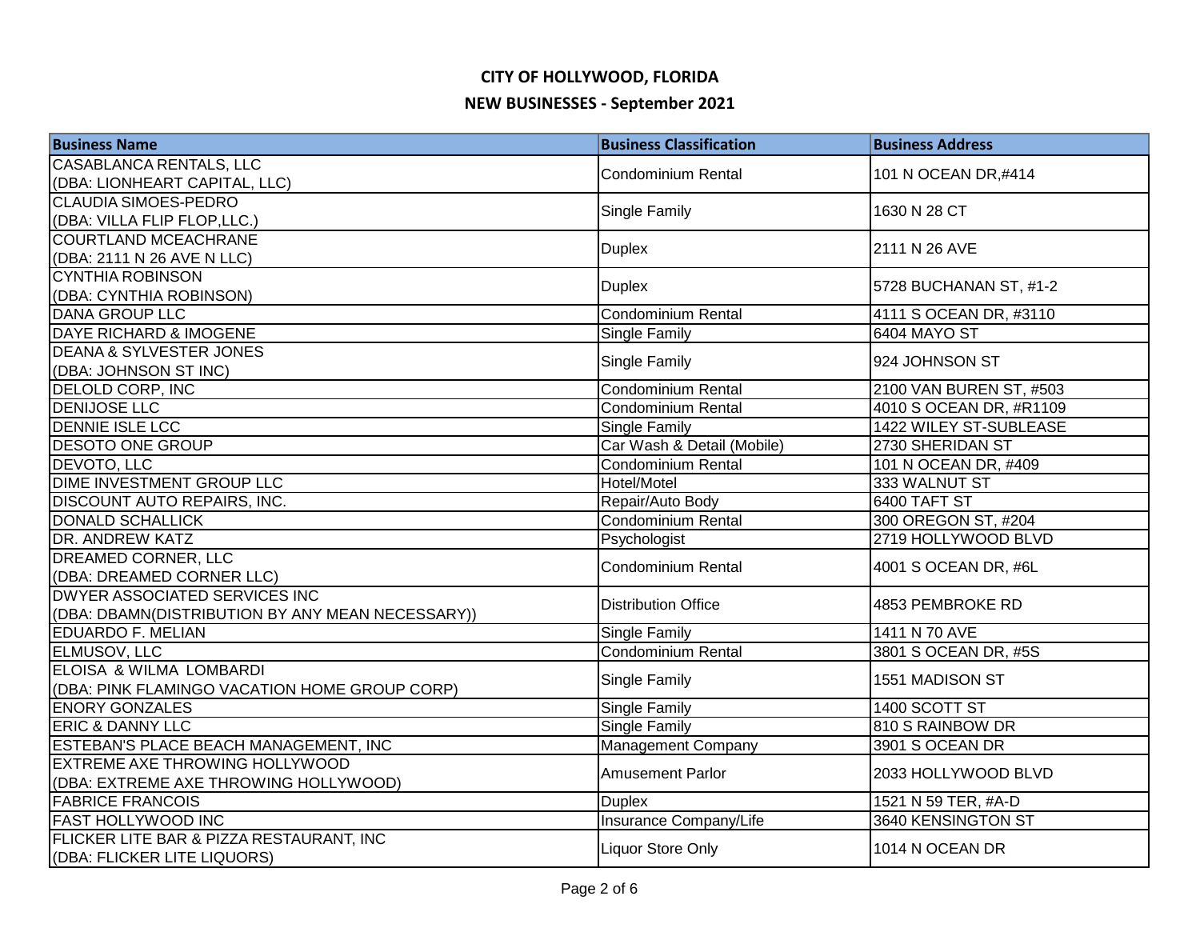# CITY OF HOLLYWOOD, FLORIDA

## NEW BUSINESSES - September 2021

| Business Name | Business Classification | Business Address |
|---|---|---|
| CASABLANCA RENTALS, LLC (DBA: LIONHEART CAPITAL, LLC) | Condominium Rental | 101 N OCEAN DR,#414 |
| CLAUDIA SIMOES-PEDRO (DBA: VILLA FLIP FLOP,LLC.) | Single Family | 1630 N 28 CT |
| COURTLAND MCEACHRANE (DBA: 2111 N 26 AVE N LLC) | Duplex | 2111 N 26 AVE |
| CYNTHIA ROBINSON (DBA: CYNTHIA ROBINSON) | Duplex | 5728 BUCHANAN ST, #1-2 |
| DANA GROUP LLC | Condominium Rental | 4111 S OCEAN DR, #3110 |
| DAYE RICHARD & IMOGENE | Single Family | 6404 MAYO ST |
| DEANA & SYLVESTER JONES (DBA: JOHNSON ST INC) | Single Family | 924 JOHNSON ST |
| DELOLD CORP, INC | Condominium Rental | 2100 VAN BUREN ST, #503 |
| DENIJOSE LLC | Condominium Rental | 4010 S OCEAN DR, #R1109 |
| DENNIE ISLE LCC | Single Family | 1422 WILEY ST-SUBLEASE |
| DESOTO ONE GROUP | Car Wash & Detail (Mobile) | 2730 SHERIDAN ST |
| DEVOTO, LLC | Condominium Rental | 101 N OCEAN DR, #409 |
| DIME INVESTMENT GROUP LLC | Hotel/Motel | 333 WALNUT ST |
| DISCOUNT AUTO REPAIRS, INC. | Repair/Auto Body | 6400 TAFT ST |
| DONALD SCHALLICK | Condominium Rental | 300 OREGON ST, #204 |
| DR. ANDREW KATZ | Psychologist | 2719 HOLLYWOOD BLVD |
| DREAMED CORNER, LLC (DBA: DREAMED CORNER LLC) | Condominium Rental | 4001 S OCEAN DR, #6L |
| DWYER ASSOCIATED SERVICES INC (DBA: DBAMN(DISTRIBUTION BY ANY MEAN NECESSARY)) | Distribution Office | 4853 PEMBROKE RD |
| EDUARDO F. MELIAN | Single Family | 1411 N 70 AVE |
| ELMUSOV, LLC | Condominium Rental | 3801 S OCEAN DR, #5S |
| ELOISA & WILMA LOMBARDI (DBA: PINK FLAMINGO VACATION HOME GROUP CORP) | Single Family | 1551 MADISON ST |
| ENORY GONZALES | Single Family | 1400 SCOTT ST |
| ERIC & DANNY LLC | Single Family | 810 S RAINBOW DR |
| ESTEBAN'S PLACE BEACH MANAGEMENT, INC | Management Company | 3901 S OCEAN DR |
| EXTREME AXE THROWING HOLLYWOOD (DBA: EXTREME AXE THROWING HOLLYWOOD) | Amusement Parlor | 2033 HOLLYWOOD BLVD |
| FABRICE FRANCOIS | Duplex | 1521 N 59 TER, #A-D |
| FAST HOLLYWOOD INC | Insurance Company/Life | 3640 KENSINGTON ST |
| FLICKER LITE BAR & PIZZA RESTAURANT, INC (DBA: FLICKER LITE LIQUORS) | Liquor Store Only | 1014 N OCEAN DR |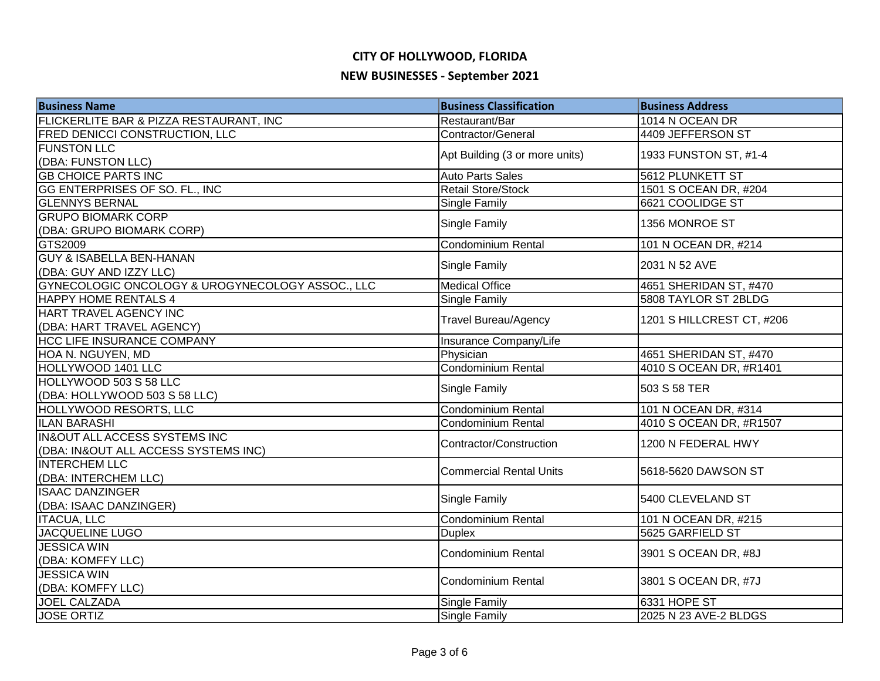# CITY OF HOLLYWOOD, FLORIDA

## NEW BUSINESSES - September 2021

| Business Name | Business Classification | Business Address |
|---|---|---|
| FLICKERLITE BAR & PIZZA RESTAURANT, INC | Restaurant/Bar | 1014 N OCEAN DR |
| FRED DENICCI CONSTRUCTION, LLC | Contractor/General | 4409 JEFFERSON ST |
| FUNSTON LLC (DBA: FUNSTON LLC) | Apt Building (3 or more units) | 1933 FUNSTON ST, #1-4 |
| GB CHOICE PARTS INC | Auto Parts Sales | 5612 PLUNKETT ST |
| GG ENTERPRISES OF SO. FL., INC | Retail Store/Stock | 1501 S OCEAN DR, #204 |
| GLENNYS BERNAL | Single Family | 6621 COOLIDGE ST |
| GRUPO BIOMARK CORP (DBA: GRUPO BIOMARK CORP) | Single Family | 1356 MONROE ST |
| GTS2009 | Condominium Rental | 101 N OCEAN DR, #214 |
| GUY & ISABELLA BEN-HANAN (DBA: GUY AND IZZY LLC) | Single Family | 2031 N 52 AVE |
| GYNECOLOGIC ONCOLOGY & UROGYNECOLOGY ASSOC., LLC | Medical Office | 4651 SHERIDAN ST, #470 |
| HAPPY HOME RENTALS 4 | Single Family | 5808 TAYLOR ST 2BLDG |
| HART TRAVEL AGENCY INC (DBA: HART TRAVEL AGENCY) | Travel Bureau/Agency | 1201 S HILLCREST CT, #206 |
| HCC LIFE INSURANCE COMPANY | Insurance Company/Life | |
| HOA N. NGUYEN, MD | Physician | 4651 SHERIDAN ST, #470 |
| HOLLYWOOD 1401 LLC | Condominium Rental | 4010 S OCEAN DR, #R1401 |
| HOLLYWOOD 503 S 58 LLC (DBA: HOLLYWOOD 503 S 58 LLC) | Single Family | 503 S 58 TER |
| HOLLYWOOD RESORTS, LLC | Condominium Rental | 101 N OCEAN DR, #314 |
| ILAN BARASHI | Condominium Rental | 4010 S OCEAN DR, #R1507 |
| IN&OUT ALL ACCESS SYSTEMS INC (DBA: IN&OUT ALL ACCESS SYSTEMS INC) | Contractor/Construction | 1200 N FEDERAL HWY |
| INTERCHEM LLC (DBA: INTERCHEM LLC) | Commercial Rental Units | 5618-5620 DAWSON ST |
| ISAAC DANZINGER (DBA: ISAAC DANZINGER) | Single Family | 5400 CLEVELAND ST |
| ITACUA, LLC | Condominium Rental | 101 N OCEAN DR, #215 |
| JACQUELINE LUGO | Duplex | 5625 GARFIELD ST |
| JESSICA WIN (DBA: KOMFFY LLC) | Condominium Rental | 3901 S OCEAN DR, #8J |
| JESSICA WIN (DBA: KOMFFY LLC) | Condominium Rental | 3801 S OCEAN DR, #7J |
| JOEL CALZADA | Single Family | 6331 HOPE ST |
| JOSE ORTIZ | Single Family | 2025 N 23 AVE-2 BLDGS |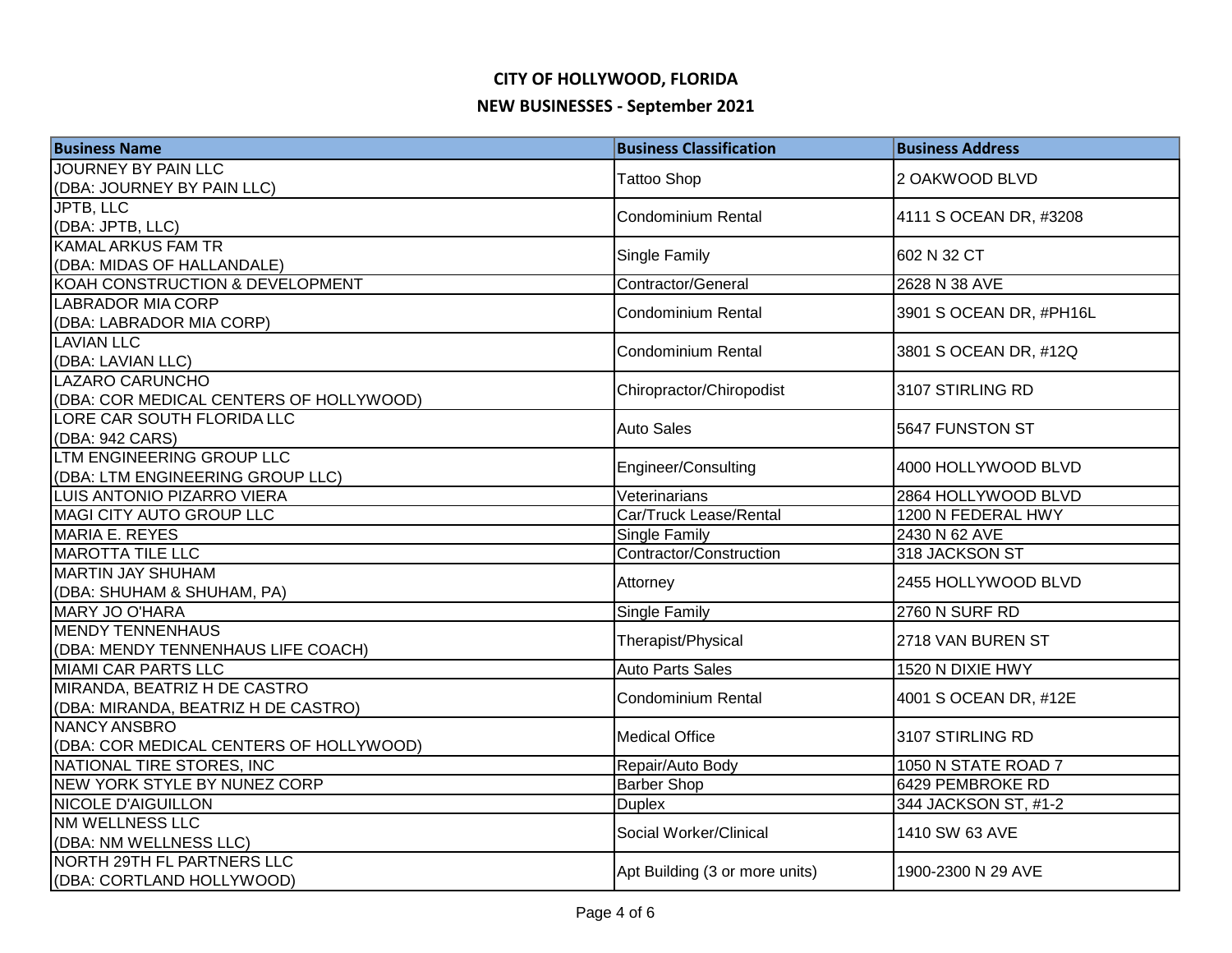# CITY OF HOLLYWOOD, FLORIDA

## NEW BUSINESSES - September 2021

| Business Name | Business Classification | Business Address |
|---|---|---|
| JOURNEY BY PAIN LLC (DBA: JOURNEY BY PAIN LLC) | Tattoo Shop | 2 OAKWOOD BLVD |
| JPTB, LLC (DBA: JPTB, LLC) | Condominium Rental | 4111 S OCEAN DR, #3208 |
| KAMAL ARKUS FAM TR (DBA: MIDAS OF HALLANDALE) | Single Family | 602 N 32 CT |
| KOAH CONSTRUCTION & DEVELOPMENT | Contractor/General | 2628 N 38 AVE |
| LABRADOR MIA CORP (DBA: LABRADOR MIA CORP) | Condominium Rental | 3901 S OCEAN DR, #PH16L |
| LAVIAN LLC (DBA: LAVIAN LLC) | Condominium Rental | 3801 S OCEAN DR, #12Q |
| LAZARO CARUNCHO (DBA: COR MEDICAL CENTERS OF HOLLYWOOD) | Chiropractor/Chiropodist | 3107 STIRLING RD |
| LORE CAR SOUTH FLORIDA LLC (DBA: 942 CARS) | Auto Sales | 5647 FUNSTON ST |
| LTM ENGINEERING GROUP LLC (DBA: LTM ENGINEERING GROUP LLC) | Engineer/Consulting | 4000 HOLLYWOOD BLVD |
| LUIS ANTONIO PIZARRO VIERA | Veterinarians | 2864 HOLLYWOOD BLVD |
| MAGI CITY AUTO GROUP LLC | Car/Truck Lease/Rental | 1200 N FEDERAL HWY |
| MARIA E. REYES | Single Family | 2430 N 62 AVE |
| MAROTTA TILE LLC | Contractor/Construction | 318 JACKSON ST |
| MARTIN JAY SHUHAM (DBA: SHUHAM & SHUHAM, PA) | Attorney | 2455 HOLLYWOOD BLVD |
| MARY JO O'HARA | Single Family | 2760 N SURF RD |
| MENDY TENNENHAUS (DBA: MENDY TENNENHAUS LIFE COACH) | Therapist/Physical | 2718 VAN BUREN ST |
| MIAMI CAR PARTS LLC | Auto Parts Sales | 1520 N DIXIE HWY |
| MIRANDA, BEATRIZ H DE CASTRO (DBA: MIRANDA, BEATRIZ H DE CASTRO) | Condominium Rental | 4001 S OCEAN DR, #12E |
| NANCY ANSBRO (DBA: COR MEDICAL CENTERS OF HOLLYWOOD) | Medical Office | 3107 STIRLING RD |
| NATIONAL TIRE STORES, INC | Repair/Auto Body | 1050 N STATE ROAD 7 |
| NEW YORK STYLE BY NUNEZ CORP | Barber Shop | 6429 PEMBROKE RD |
| NICOLE D'AIGUILLON | Duplex | 344 JACKSON ST, #1-2 |
| NM WELLNESS LLC (DBA: NM WELLNESS LLC) | Social Worker/Clinical | 1410 SW 63 AVE |
| NORTH 29TH FL PARTNERS LLC (DBA: CORTLAND HOLLYWOOD) | Apt Building (3 or more units) | 1900-2300 N 29 AVE |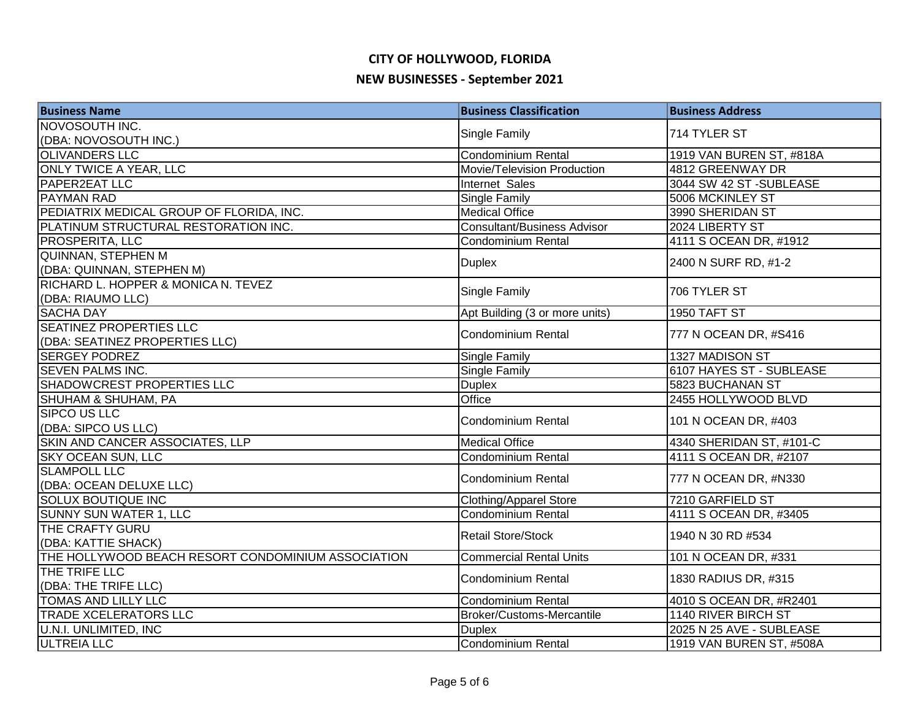# CITY OF HOLLYWOOD, FLORIDA

## NEW BUSINESSES - September 2021

| Business Name | Business Classification | Business Address |
|---|---|---|
| NOVOSOUTH INC. (DBA: NOVOSOUTH INC.) | Single Family | 714 TYLER ST |
| OLIVANDERS LLC | Condominium Rental | 1919 VAN BUREN ST, #818A |
| ONLY TWICE A YEAR, LLC | Movie/Television Production | 4812 GREENWAY DR |
| PAPER2EAT LLC | Internet Sales | 3044 SW 42 ST -SUBLEASE |
| PAYMAN RAD | Single Family | 5006 MCKINLEY ST |
| PEDIATRIX MEDICAL GROUP OF FLORIDA, INC. | Medical Office | 3990 SHERIDAN ST |
| PLATINUM STRUCTURAL RESTORATION INC. | Consultant/Business Advisor | 2024 LIBERTY ST |
| PROSPERITA, LLC | Condominium Rental | 4111 S OCEAN DR, #1912 |
| QUINNAN, STEPHEN M (DBA: QUINNAN, STEPHEN M) | Duplex | 2400 N SURF RD, #1-2 |
| RICHARD L. HOPPER & MONICA N. TEVEZ (DBA: RIAUMO LLC) | Single Family | 706 TYLER ST |
| SACHA DAY | Apt Building (3 or more units) | 1950 TAFT ST |
| SEATINEZ PROPERTIES LLC (DBA: SEATINEZ PROPERTIES LLC) | Condominium Rental | 777 N OCEAN DR, #S416 |
| SERGEY PODREZ | Single Family | 1327 MADISON ST |
| SEVEN PALMS INC. | Single Family | 6107 HAYES ST - SUBLEASE |
| SHADOWCREST PROPERTIES LLC | Duplex | 5823 BUCHANAN ST |
| SHUHAM & SHUHAM, PA | Office | 2455 HOLLYWOOD BLVD |
| SIPCO US LLC (DBA: SIPCO US LLC) | Condominium Rental | 101 N OCEAN DR, #403 |
| SKIN AND CANCER ASSOCIATES, LLP | Medical Office | 4340 SHERIDAN ST, #101-C |
| SKY OCEAN SUN, LLC | Condominium Rental | 4111 S OCEAN DR, #2107 |
| SLAMPOLL LLC (DBA: OCEAN DELUXE LLC) | Condominium Rental | 777 N OCEAN DR, #N330 |
| SOLUX BOUTIQUE INC | Clothing/Apparel Store | 7210 GARFIELD ST |
| SUNNY SUN WATER 1, LLC | Condominium Rental | 4111 S OCEAN DR, #3405 |
| THE CRAFTY GURU (DBA: KATTIE SHACK) | Retail Store/Stock | 1940 N 30 RD #534 |
| THE HOLLYWOOD BEACH RESORT CONDOMINIUM ASSOCIATION | Commercial Rental Units | 101 N OCEAN DR, #331 |
| THE TRIFE LLC (DBA: THE TRIFE LLC) | Condominium Rental | 1830 RADIUS DR, #315 |
| TOMAS AND LILLY LLC | Condominium Rental | 4010 S OCEAN DR, #R2401 |
| TRADE XCELERATORS LLC | Broker/Customs-Mercantile | 1140 RIVER BIRCH ST |
| U.N.I. UNLIMITED, INC | Duplex | 2025 N 25 AVE - SUBLEASE |
| ULTREIA LLC | Condominium Rental | 1919 VAN BUREN ST, #508A |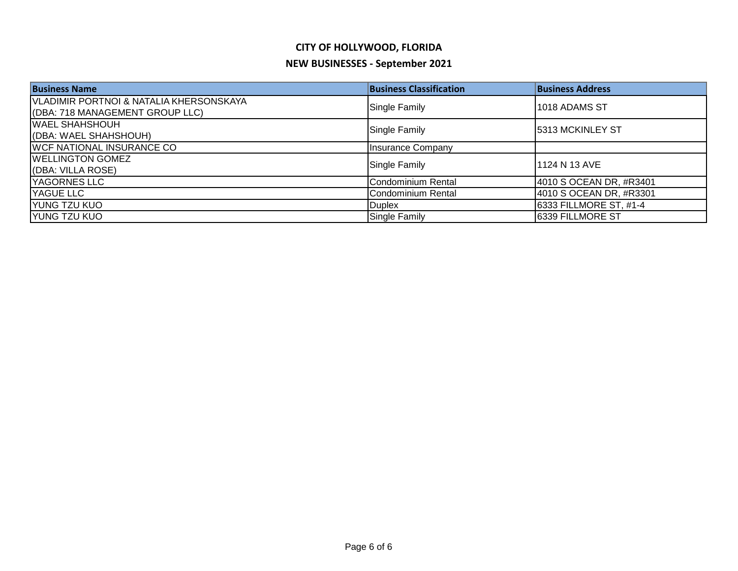# CITY OF HOLLYWOOD, FLORIDA

## NEW BUSINESSES - September 2021

| Business Name | Business Classification | Business Address |
|---|---|---|
| VLADIMIR PORTNOI & NATALIA KHERSONSKAYA (DBA: 718 MANAGEMENT GROUP LLC) | Single Family | 1018 ADAMS ST |
| WAEL SHAHSHOUH (DBA: WAEL SHAHSHOUH) | Single Family | 5313 MCKINLEY ST |
| WCF NATIONAL INSURANCE CO | Insurance Company | |
| WELLINGTON GOMEZ (DBA: VILLA ROSE) | Single Family | 1124 N 13 AVE |
| YAGORNES LLC | Condominium Rental | 4010 S OCEAN DR, #R3401 |
| YAGUE LLC | Condominium Rental | 4010 S OCEAN DR, #R3301 |
| YUNG TZU KUO | Duplex | 6333 FILLMORE ST, #1-4 |
| YUNG TZU KUO | Single Family | 6339 FILLMORE ST |